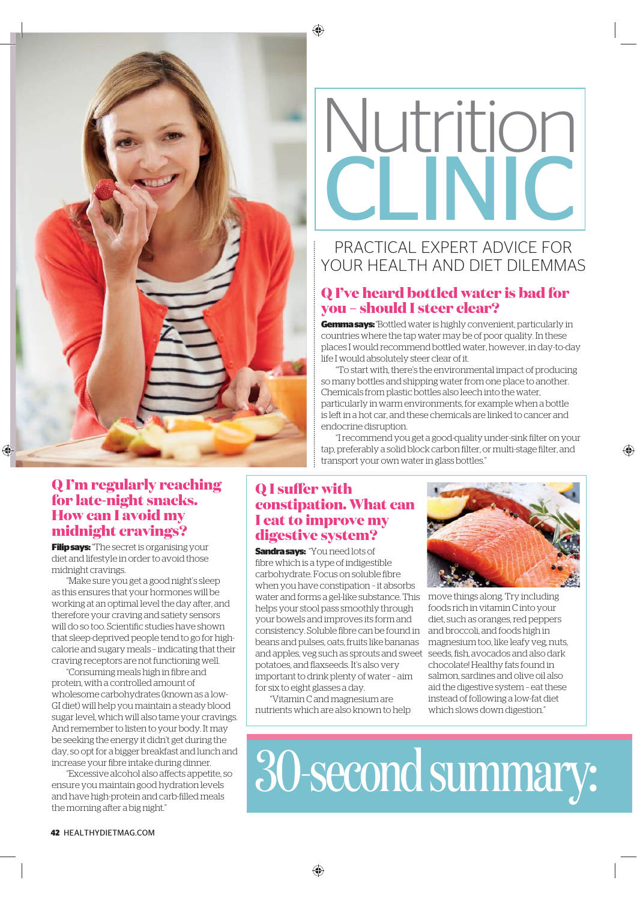# Nutrition CLINIC

PRACTICAL EXPERT ADVICE FOR YOUR HEALTH AND DIET DILEMMAS

## Q I've heard bottled water is bad for you – should I steer clear?

**Gemma says:** "Bottled water is highly convenient, particularly in countries where the tap water may be of poor quality. In these places I would recommend bottled water, however, in day-to-day life I would absolutely steer clear of it.

"To start with, there's the environmental impact of producing so many bottles and shipping water from one place to another. Chemicals from plastic bottles also leech into the water, particularly in warm environments, for example when a bottle is left in a hot car, and these chemicals are linked to cancer and endocrine disruption.

"I recommend you get a good-quality under-sink filter on your tap, preferably a solid block carbon filter, or multi-stage filter, and transport your own water in glass bottles."

## Q I'm regularly reaching for late-night snacks. How can I avoid my midnight cravings?

**Filip says:** "The secret is organising your diet and lifestyle in order to avoid those midnight cravings.

"Make sure you get a good night's sleep as this ensures that your hormones will be working at an optimal level the day after, and therefore your craving and satiety sensors will do so too. Scientific studies have shown that sleep-deprived people tend to go for high-calorie and sugary meals – indicating that their craving receptors are not functioning well.

"Consuming meals high in fibre and protein, with a controlled amount of wholesome carbohydrates (known as a low-GI diet) will help you maintain a steady blood sugar level, which will also tame your cravings. And remember to listen to your body. It may be seeking the energy it didn't get during the day, so opt for a bigger breakfast and lunch and increase your fibre intake during dinner.

"Excessive alcohol also affects appetite, so ensure you maintain good hydration levels and have high-protein and carb-filled meals the morning after a big night."

## Q I suffer with constipation. What can I eat to improve my digestive system?

**Sandra says:** "You need lots of fibre which is a type of indigestible carbohydrate. Focus on soluble fibre when you have constipation – it absorbs water and forms a gel-like substance. This helps your stool pass smoothly through your bowels and improves its form and consistency. Soluble fibre can be found in beans and pulses, oats, fruits like bananas and apples, veg such as sprouts and sweet potatoes, and flaxseeds. It's also very important to drink plenty of water – aim for six to eight glasses a day.

"Vitamin C and magnesium are nutrients which are also known to help move things along. Try including foods rich in vitamin C into your diet, such as oranges, red peppers and broccoli, and foods high in magnesium too, like leafy veg, nuts, seeds, fish, avocados and also dark chocolate! Healthy fats found in salmon, sardines and olive oil also aid the digestive system – eat these instead of following a low-fat diet which slows down digestion."

## 30-second summary: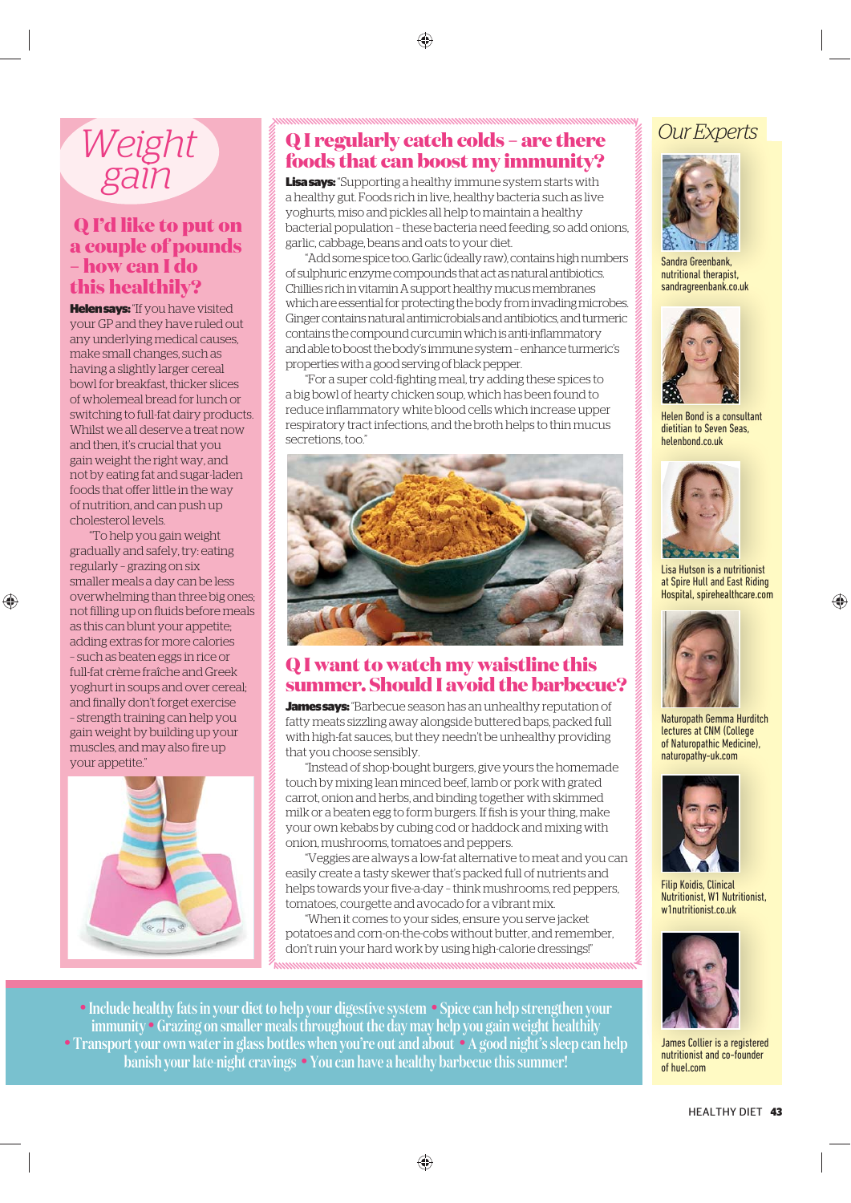# Weight gain

## Q I'd like to put on a couple of pounds – how can I do this healthily?

**Helen says:** "If you have visited your GP and they have ruled out any underlying medical causes, make small changes, such as having a slightly larger cereal bowl for breakfast, thicker slices of wholemeal bread for lunch or switching to full-fat dairy products. Whilst we all deserve a treat now and then, it's crucial that you gain weight the right way, and not by eating fat and sugar-laden foods that offer little in the way of nutrition, and can push up cholesterol levels.

"To help you gain weight gradually and safely, try: eating regularly – grazing on six smaller meals a day can be less overwhelming than three big ones; not filling up on fluids before meals as this can blunt your appetite; adding extras for more calories – such as beaten eggs in rice or full-fat crème fraîche and Greek yoghurt in soups and over cereal; and finally don't forget exercise – strength training can help you gain weight by building up your muscles, and may also fire up your appetite."

## Q I regularly catch colds – are there foods that can boost my immunity?

**Lisa says:** "Supporting a healthy immune system starts with a healthy gut. Foods rich in live, healthy bacteria such as live yoghurts, miso and pickles all help to maintain a healthy bacterial population – these bacteria need feeding, so add onions, garlic, cabbage, beans and oats to your diet.

"Add some spice too. Garlic (ideally raw), contains high numbers of sulphuric enzyme compounds that act as natural antibiotics. Chillies rich in vitamin A support healthy mucus membranes which are essential for protecting the body from invading microbes. Ginger contains natural antimicrobials and antibiotics, and turmeric contains the compound curcumin which is anti-inflammatory and able to boost the body's immune system – enhance turmeric's properties with a good serving of black pepper.

"For a super cold-fighting meal, try adding these spices to a big bowl of hearty chicken soup, which has been found to reduce inflammatory white blood cells which increase upper respiratory tract infections, and the broth helps to thin mucus secretions, too."

## Q I want to watch my waistline this summer. Should I avoid the barbecue?

**James says:** "Barbecue season has an unhealthy reputation of fatty meats sizzling away alongside buttered baps, packed full with high-fat sauces, but they needn't be unhealthy providing that you choose sensibly.

"Instead of shop-bought burgers, give yours the homemade touch by mixing lean minced beef, lamb or pork with grated carrot, onion and herbs, and binding together with skimmed milk or a beaten egg to form burgers. If fish is your thing, make your own kebabs by cubing cod or haddock and mixing with onion, mushrooms, tomatoes and peppers.

"Veggies are always a low-fat alternative to meat and you can easily create a tasty skewer that's packed full of nutrients and helps towards your five-a-day – think mushrooms, red peppers, tomatoes, courgette and avocado for a vibrant mix.

"When it comes to your sides, ensure you serve jacket potatoes and corn-on-the-cobs without butter, and remember, don't ruin your hard work by using high-calorie dressings!"

## Our Experts

Sandra Greenbank, nutritional therapist, sandragreenbank.co.uk

Helen Bond is a consultant dietitian to Seven Seas, helenbond.co.uk

Lisa Hutson is a nutritionist at Spire Hull and East Riding Hospital, spirehealthcare.com

Naturopath Gemma Hurditch lectures at CNM (College of Naturopathic Medicine), naturopathy-uk.com

Filip Koidis, Clinical Nutritionist, W1 Nutritionist, w1nutritionist.co.uk

James Collier is a registered nutritionist and co-founder of huel.com

• Include healthy fats in your diet to help your digestive system • Spice can help strengthen your immunity • Grazing on smaller meals throughout the day may help you gain weight healthily • Transport your own water in glass bottles when you're out and about • A good night's sleep can help banish your late-night cravings • You can have a healthy barbecue this summer!